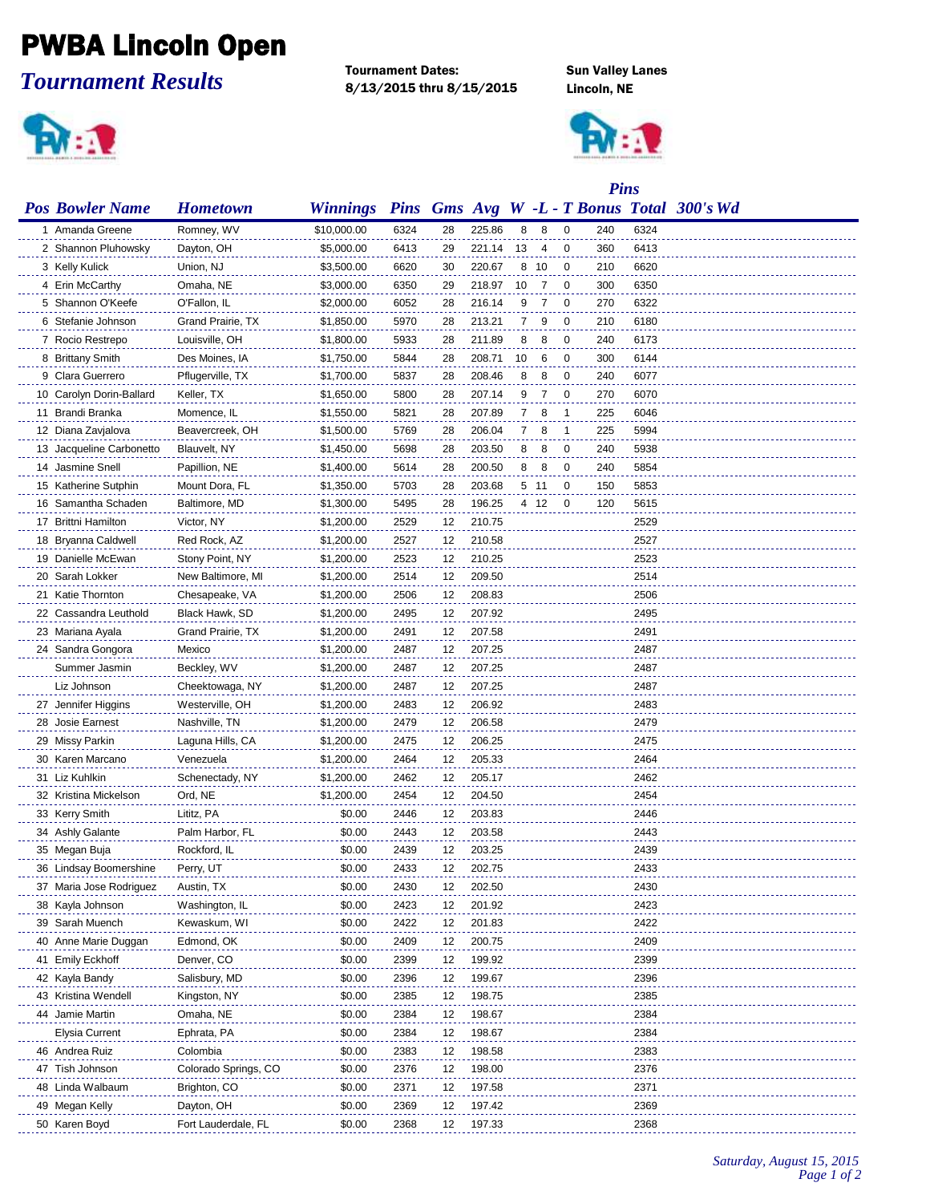# PWBA Lincoln Open

## *Tournament Results*

**Tournament Dates:**
**8/13/2015 thru 8/15/2015**

**Sun Valley Lanes**
**Lincoln, NE**

| Pos | Bowler Name | Hometown | Winnings | Pins | Gms | Avg | W | L | T | Pins Bonus | Total | 300's | Wd |
|---|---|---|---|---|---|---|---|---|---|---|---|---|---|
| 1 | Amanda Greene | Romney, WV | $10,000.00 | 6324 | 28 | 225.86 | 8 | 8 | 0 | 240 | 6324 | | |
| 2 | Shannon Pluhowsky | Dayton, OH | $5,000.00 | 6413 | 29 | 221.14 | 13 | 4 | 0 | 360 | 6413 | | |
| 3 | Kelly Kulick | Union, NJ | $3,500.00 | 6620 | 30 | 220.67 | 8 | 10 | 0 | 210 | 6620 | | |
| 4 | Erin McCarthy | Omaha, NE | $3,000.00 | 6350 | 29 | 218.97 | 10 | 7 | 0 | 300 | 6350 | | |
| 5 | Shannon O'Keefe | O'Fallon, IL | $2,000.00 | 6052 | 28 | 216.14 | 9 | 7 | 0 | 270 | 6322 | | |
| 6 | Stefanie Johnson | Grand Prairie, TX | $1,850.00 | 5970 | 28 | 213.21 | 7 | 9 | 0 | 210 | 6180 | | |
| 7 | Rocio Restrepo | Louisville, OH | $1,800.00 | 5933 | 28 | 211.89 | 8 | 8 | 0 | 240 | 6173 | | |
| 8 | Brittany Smith | Des Moines, IA | $1,750.00 | 5844 | 28 | 208.71 | 10 | 6 | 0 | 300 | 6144 | | |
| 9 | Clara Guerrero | Pflugerville, TX | $1,700.00 | 5837 | 28 | 208.46 | 8 | 8 | 0 | 240 | 6077 | | |
| 10 | Carolyn Dorin-Ballard | Keller, TX | $1,650.00 | 5800 | 28 | 207.14 | 9 | 7 | 0 | 270 | 6070 | | |
| 11 | Brandi Branka | Momence, IL | $1,550.00 | 5821 | 28 | 207.89 | 7 | 8 | 1 | 225 | 6046 | | |
| 12 | Diana Zavjalova | Beavercreek, OH | $1,500.00 | 5769 | 28 | 206.04 | 7 | 8 | 1 | 225 | 5994 | | |
| 13 | Jacqueline Carbonetto | Blauvelt, NY | $1,450.00 | 5698 | 28 | 203.50 | 8 | 8 | 0 | 240 | 5938 | | |
| 14 | Jasmine Snell | Papillion, NE | $1,400.00 | 5614 | 28 | 200.50 | 8 | 8 | 0 | 240 | 5854 | | |
| 15 | Katherine Sutphin | Mount Dora, FL | $1,350.00 | 5703 | 28 | 203.68 | 5 | 11 | 0 | 150 | 5853 | | |
| 16 | Samantha Schaden | Baltimore, MD | $1,300.00 | 5495 | 28 | 196.25 | 4 | 12 | 0 | 120 | 5615 | | |
| 17 | Brittni Hamilton | Victor, NY | $1,200.00 | 2529 | 12 | 210.75 | | | | | 2529 | | |
| 18 | Bryanna Caldwell | Red Rock, AZ | $1,200.00 | 2527 | 12 | 210.58 | | | | | 2527 | | |
| 19 | Danielle McEwan | Stony Point, NY | $1,200.00 | 2523 | 12 | 210.25 | | | | | 2523 | | |
| 20 | Sarah Lokker | New Baltimore, MI | $1,200.00 | 2514 | 12 | 209.50 | | | | | 2514 | | |
| 21 | Katie Thornton | Chesapeake, VA | $1,200.00 | 2506 | 12 | 208.83 | | | | | 2506 | | |
| 22 | Cassandra Leuthold | Black Hawk, SD | $1,200.00 | 2495 | 12 | 207.92 | | | | | 2495 | | |
| 23 | Mariana Ayala | Grand Prairie, TX | $1,200.00 | 2491 | 12 | 207.58 | | | | | 2491 | | |
| 24 | Sandra Gongora | Mexico | $1,200.00 | 2487 | 12 | 207.25 | | | | | 2487 | | |
| | Summer Jasmin | Beckley, WV | $1,200.00 | 2487 | 12 | 207.25 | | | | | 2487 | | |
| | Liz Johnson | Cheektowaga, NY | $1,200.00 | 2487 | 12 | 207.25 | | | | | 2487 | | |
| 27 | Jennifer Higgins | Westerville, OH | $1,200.00 | 2483 | 12 | 206.92 | | | | | 2483 | | |
| 28 | Josie Earnest | Nashville, TN | $1,200.00 | 2479 | 12 | 206.58 | | | | | 2479 | | |
| 29 | Missy Parkin | Laguna Hills, CA | $1,200.00 | 2475 | 12 | 206.25 | | | | | 2475 | | |
| 30 | Karen Marcano | Venezuela | $1,200.00 | 2464 | 12 | 205.33 | | | | | 2464 | | |
| 31 | Liz Kuhlkin | Schenectady, NY | $1,200.00 | 2462 | 12 | 205.17 | | | | | 2462 | | |
| 32 | Kristina Mickelson | Ord, NE | $1,200.00 | 2454 | 12 | 204.50 | | | | | 2454 | | |
| 33 | Kerry Smith | Lititz, PA | $0.00 | 2446 | 12 | 203.83 | | | | | 2446 | | |
| 34 | Ashly Galante | Palm Harbor, FL | $0.00 | 2443 | 12 | 203.58 | | | | | 2443 | | |
| 35 | Megan Buja | Rockford, IL | $0.00 | 2439 | 12 | 203.25 | | | | | 2439 | | |
| 36 | Lindsay Boomershine | Perry, UT | $0.00 | 2433 | 12 | 202.75 | | | | | 2433 | | |
| 37 | Maria Jose Rodriguez | Austin, TX | $0.00 | 2430 | 12 | 202.50 | | | | | 2430 | | |
| 38 | Kayla Johnson | Washington, IL | $0.00 | 2423 | 12 | 201.92 | | | | | 2423 | | |
| 39 | Sarah Muench | Kewaskum, WI | $0.00 | 2422 | 12 | 201.83 | | | | | 2422 | | |
| 40 | Anne Marie Duggan | Edmond, OK | $0.00 | 2409 | 12 | 200.75 | | | | | 2409 | | |
| 41 | Emily Eckhoff | Denver, CO | $0.00 | 2399 | 12 | 199.92 | | | | | 2399 | | |
| 42 | Kayla Bandy | Salisbury, MD | $0.00 | 2396 | 12 | 199.67 | | | | | 2396 | | |
| 43 | Kristina Wendell | Kingston, NY | $0.00 | 2385 | 12 | 198.75 | | | | | 2385 | | |
| 44 | Jamie Martin | Omaha, NE | $0.00 | 2384 | 12 | 198.67 | | | | | 2384 | | |
| | Elysia Current | Ephrata, PA | $0.00 | 2384 | 12 | 198.67 | | | | | 2384 | | |
| 46 | Andrea Ruiz | Colombia | $0.00 | 2383 | 12 | 198.58 | | | | | 2383 | | |
| 47 | Tish Johnson | Colorado Springs, CO | $0.00 | 2376 | 12 | 198.00 | | | | | 2376 | | |
| 48 | Linda Walbaum | Brighton, CO | $0.00 | 2371 | 12 | 197.58 | | | | | 2371 | | |
| 49 | Megan Kelly | Dayton, OH | $0.00 | 2369 | 12 | 197.42 | | | | | 2369 | | |
| 50 | Karen Boyd | Fort Lauderdale, FL | $0.00 | 2368 | 12 | 197.33 | | | | | 2368 | | |

*Saturday, August 15, 2015*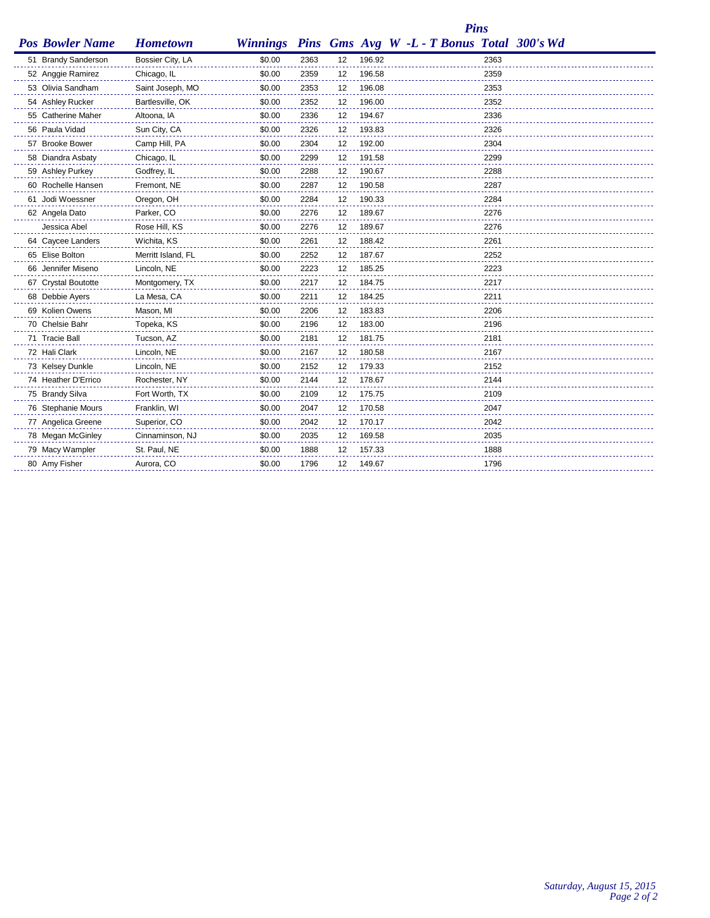| Pos | Bowler Name | Hometown | Winnings | Pins | Gms | Avg | W -L - T | Pins Bonus | Total | 300's | Wd |
|---|---|---|---|---|---|---|---|---|---|---|---|
| 51 | Brandy Sanderson | Bossier City, LA | $0.00 | 2363 | 12 | 196.92 | | | 2363 | | |
| 52 | Anggie Ramirez | Chicago, IL | $0.00 | 2359 | 12 | 196.58 | | | 2359 | | |
| 53 | Olivia Sandham | Saint Joseph, MO | $0.00 | 2353 | 12 | 196.08 | | | 2353 | | |
| 54 | Ashley Rucker | Bartlesville, OK | $0.00 | 2352 | 12 | 196.00 | | | 2352 | | |
| 55 | Catherine Maher | Altoona, IA | $0.00 | 2336 | 12 | 194.67 | | | 2336 | | |
| 56 | Paula Vidad | Sun City, CA | $0.00 | 2326 | 12 | 193.83 | | | 2326 | | |
| 57 | Brooke Bower | Camp Hill, PA | $0.00 | 2304 | 12 | 192.00 | | | 2304 | | |
| 58 | Diandra Asbaty | Chicago, IL | $0.00 | 2299 | 12 | 191.58 | | | 2299 | | |
| 59 | Ashley Purkey | Godfrey, IL | $0.00 | 2288 | 12 | 190.67 | | | 2288 | | |
| 60 | Rochelle Hansen | Fremont, NE | $0.00 | 2287 | 12 | 190.58 | | | 2287 | | |
| 61 | Jodi Woessner | Oregon, OH | $0.00 | 2284 | 12 | 190.33 | | | 2284 | | |
| 62 | Angela Dato | Parker, CO | $0.00 | 2276 | 12 | 189.67 | | | 2276 | | |
| | Jessica Abel | Rose Hill, KS | $0.00 | 2276 | 12 | 189.67 | | | 2276 | | |
| 64 | Caycee Landers | Wichita, KS | $0.00 | 2261 | 12 | 188.42 | | | 2261 | | |
| 65 | Elise Bolton | Merritt Island, FL | $0.00 | 2252 | 12 | 187.67 | | | 2252 | | |
| 66 | Jennifer Miseno | Lincoln, NE | $0.00 | 2223 | 12 | 185.25 | | | 2223 | | |
| 67 | Crystal Boutotte | Montgomery, TX | $0.00 | 2217 | 12 | 184.75 | | | 2217 | | |
| 68 | Debbie Ayers | La Mesa, CA | $0.00 | 2211 | 12 | 184.25 | | | 2211 | | |
| 69 | Kolien Owens | Mason, MI | $0.00 | 2206 | 12 | 183.83 | | | 2206 | | |
| 70 | Chelsie Bahr | Topeka, KS | $0.00 | 2196 | 12 | 183.00 | | | 2196 | | |
| 71 | Tracie Ball | Tucson, AZ | $0.00 | 2181 | 12 | 181.75 | | | 2181 | | |
| 72 | Hali Clark | Lincoln, NE | $0.00 | 2167 | 12 | 180.58 | | | 2167 | | |
| 73 | Kelsey Dunkle | Lincoln, NE | $0.00 | 2152 | 12 | 179.33 | | | 2152 | | |
| 74 | Heather D'Errico | Rochester, NY | $0.00 | 2144 | 12 | 178.67 | | | 2144 | | |
| 75 | Brandy Silva | Fort Worth, TX | $0.00 | 2109 | 12 | 175.75 | | | 2109 | | |
| 76 | Stephanie Mours | Franklin, WI | $0.00 | 2047 | 12 | 170.58 | | | 2047 | | |
| 77 | Angelica Greene | Superior, CO | $0.00 | 2042 | 12 | 170.17 | | | 2042 | | |
| 78 | Megan McGinley | Cinnaminson, NJ | $0.00 | 2035 | 12 | 169.58 | | | 2035 | | |
| 79 | Macy Wampler | St. Paul, NE | $0.00 | 1888 | 12 | 157.33 | | | 1888 | | |
| 80 | Amy Fisher | Aurora, CO | $0.00 | 1796 | 12 | 149.67 | | | 1796 | | |

*Saturday, August 15, 2015*